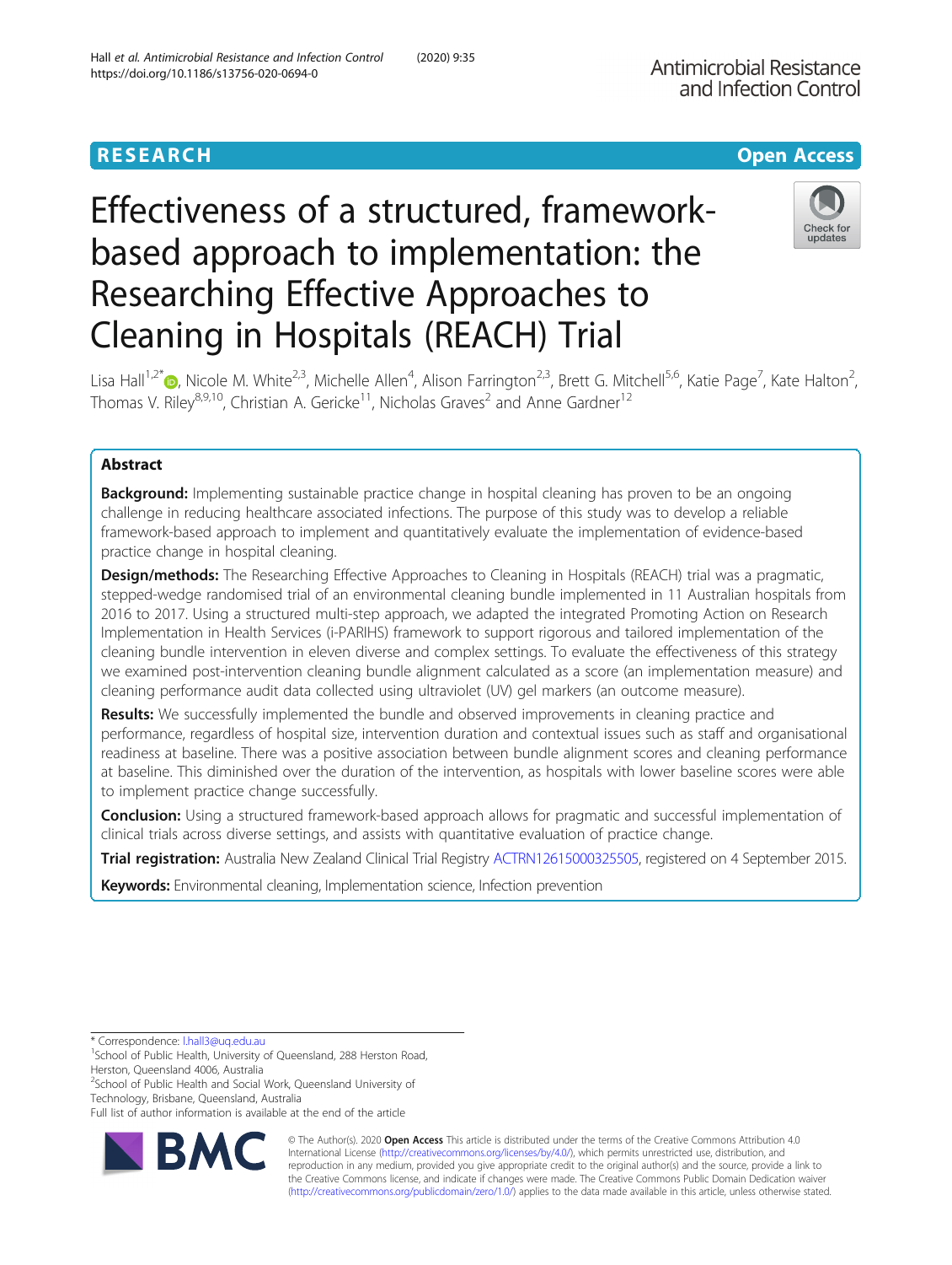RESEARCH

Open Access

# Effectiveness of a structured, framework-based approach to implementation: the Researching Effective Approaches to Cleaning in Hospitals (REACH) Trial

Lisa Hall[1,2*], Nicole M. White[2,3], Michelle Allen[4], Alison Farrington[2,3], Brett G. Mitchell[5,6], Katie Page[7], Kate Halton[2], Thomas V. Riley[8,9,10], Christian A. Gericke[11], Nicholas Graves[2] and Anne Gardner[12]

## Abstract

**Background:** Implementing sustainable practice change in hospital cleaning has proven to be an ongoing challenge in reducing healthcare associated infections. The purpose of this study was to develop a reliable framework-based approach to implement and quantitatively evaluate the implementation of evidence-based practice change in hospital cleaning.

**Design/methods:** The Researching Effective Approaches to Cleaning in Hospitals (REACH) trial was a pragmatic, stepped-wedge randomised trial of an environmental cleaning bundle implemented in 11 Australian hospitals from 2016 to 2017. Using a structured multi-step approach, we adapted the integrated Promoting Action on Research Implementation in Health Services (i-PARIHS) framework to support rigorous and tailored implementation of the cleaning bundle intervention in eleven diverse and complex settings. To evaluate the effectiveness of this strategy we examined post-intervention cleaning bundle alignment calculated as a score (an implementation measure) and cleaning performance audit data collected using ultraviolet (UV) gel markers (an outcome measure).

**Results:** We successfully implemented the bundle and observed improvements in cleaning practice and performance, regardless of hospital size, intervention duration and contextual issues such as staff and organisational readiness at baseline. There was a positive association between bundle alignment scores and cleaning performance at baseline. This diminished over the duration of the intervention, as hospitals with lower baseline scores were able to implement practice change successfully.

**Conclusion:** Using a structured framework-based approach allows for pragmatic and successful implementation of clinical trials across diverse settings, and assists with quantitative evaluation of practice change.

**Trial registration:** Australia New Zealand Clinical Trial Registry ACTRN12615000325505, registered on 4 September 2015.

**Keywords:** Environmental cleaning, Implementation science, Infection prevention

---

* Correspondence: l.hall3@uq.edu.au
[1]School of Public Health, University of Queensland, 288 Herston Road, Herston, Queensland 4006, Australia
[2]School of Public Health and Social Work, Queensland University of Technology, Brisbane, Queensland, Australia
Full list of author information is available at the end of the article

© The Author(s). 2020 **Open Access** This article is distributed under the terms of the Creative Commons Attribution 4.0 International License (http://creativecommons.org/licenses/by/4.0/), which permits unrestricted use, distribution, and reproduction in any medium, provided you give appropriate credit to the original author(s) and the source, provide a link to the Creative Commons license, and indicate if changes were made. The Creative Commons Public Domain Dedication waiver (http://creativecommons.org/publicdomain/zero/1.0/) applies to the data made available in this article, unless otherwise stated.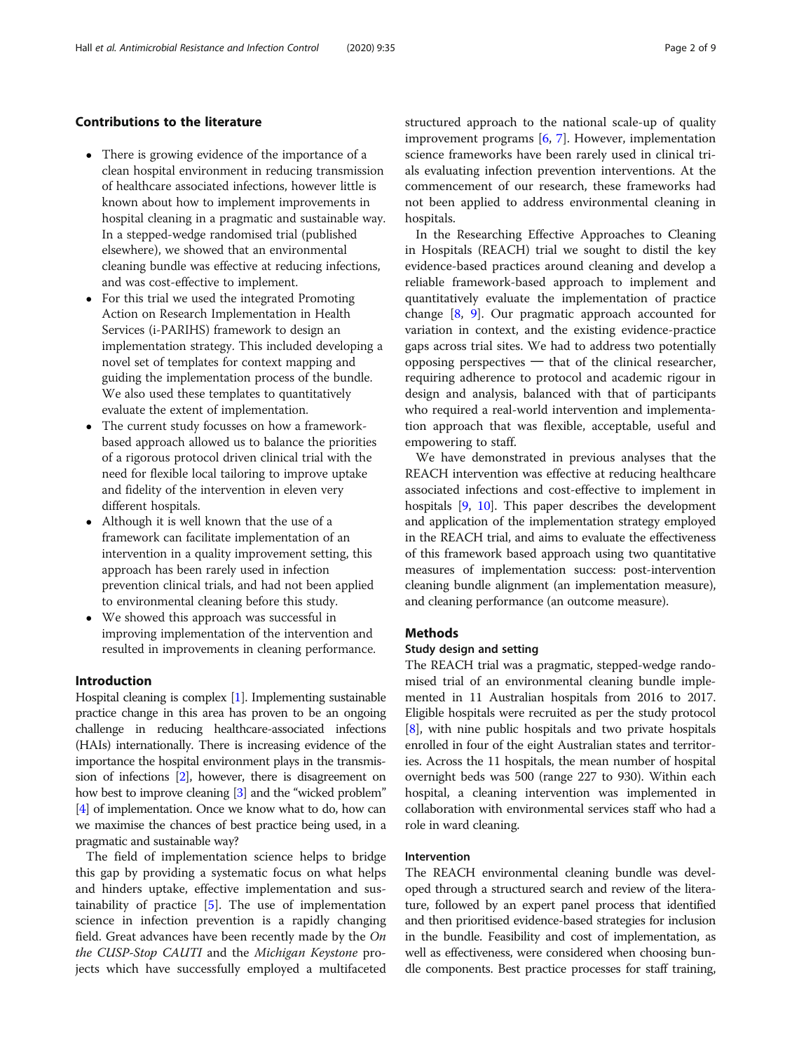## Contributions to the literature

- There is growing evidence of the importance of a clean hospital environment in reducing transmission of healthcare associated infections, however little is known about how to implement improvements in hospital cleaning in a pragmatic and sustainable way. In a stepped-wedge randomised trial (published elsewhere), we showed that an environmental cleaning bundle was effective at reducing infections, and was cost-effective to implement.
- For this trial we used the integrated Promoting Action on Research Implementation in Health Services (i-PARIHS) framework to design an implementation strategy. This included developing a novel set of templates for context mapping and guiding the implementation process of the bundle. We also used these templates to quantitatively evaluate the extent of implementation.
- The current study focusses on how a framework-based approach allowed us to balance the priorities of a rigorous protocol driven clinical trial with the need for flexible local tailoring to improve uptake and fidelity of the intervention in eleven very different hospitals.
- Although it is well known that the use of a framework can facilitate implementation of an intervention in a quality improvement setting, this approach has been rarely used in infection prevention clinical trials, and had not been applied to environmental cleaning before this study.
- We showed this approach was successful in improving implementation of the intervention and resulted in improvements in cleaning performance.

## Introduction

Hospital cleaning is complex [1]. Implementing sustainable practice change in this area has proven to be an ongoing challenge in reducing healthcare-associated infections (HAIs) internationally. There is increasing evidence of the importance the hospital environment plays in the transmission of infections [2], however, there is disagreement on how best to improve cleaning [3] and the "wicked problem" [4] of implementation. Once we know what to do, how can we maximise the chances of best practice being used, in a pragmatic and sustainable way?

The field of implementation science helps to bridge this gap by providing a systematic focus on what helps and hinders uptake, effective implementation and sustainability of practice [5]. The use of implementation science in infection prevention is a rapidly changing field. Great advances have been recently made by the *On the CUSP-Stop CAUTI* and the *Michigan Keystone* projects which have successfully employed a multifaceted structured approach to the national scale-up of quality improvement programs [6, 7]. However, implementation science frameworks have been rarely used in clinical trials evaluating infection prevention interventions. At the commencement of our research, these frameworks had not been applied to address environmental cleaning in hospitals.

In the Researching Effective Approaches to Cleaning in Hospitals (REACH) trial we sought to distil the key evidence-based practices around cleaning and develop a reliable framework-based approach to implement and quantitatively evaluate the implementation of practice change [8, 9]. Our pragmatic approach accounted for variation in context, and the existing evidence-practice gaps across trial sites. We had to address two potentially opposing perspectives — that of the clinical researcher, requiring adherence to protocol and academic rigour in design and analysis, balanced with that of participants who required a real-world intervention and implementation approach that was flexible, acceptable, useful and empowering to staff.

We have demonstrated in previous analyses that the REACH intervention was effective at reducing healthcare associated infections and cost-effective to implement in hospitals [9, 10]. This paper describes the development and application of the implementation strategy employed in the REACH trial, and aims to evaluate the effectiveness of this framework based approach using two quantitative measures of implementation success: post-intervention cleaning bundle alignment (an implementation measure), and cleaning performance (an outcome measure).

## Methods

### Study design and setting

The REACH trial was a pragmatic, stepped-wedge randomised trial of an environmental cleaning bundle implemented in 11 Australian hospitals from 2016 to 2017. Eligible hospitals were recruited as per the study protocol [8], with nine public hospitals and two private hospitals enrolled in four of the eight Australian states and territories. Across the 11 hospitals, the mean number of hospital overnight beds was 500 (range 227 to 930). Within each hospital, a cleaning intervention was implemented in collaboration with environmental services staff who had a role in ward cleaning.

### Intervention

The REACH environmental cleaning bundle was developed through a structured search and review of the literature, followed by an expert panel process that identified and then prioritised evidence-based strategies for inclusion in the bundle. Feasibility and cost of implementation, as well as effectiveness, were considered when choosing bundle components. Best practice processes for staff training,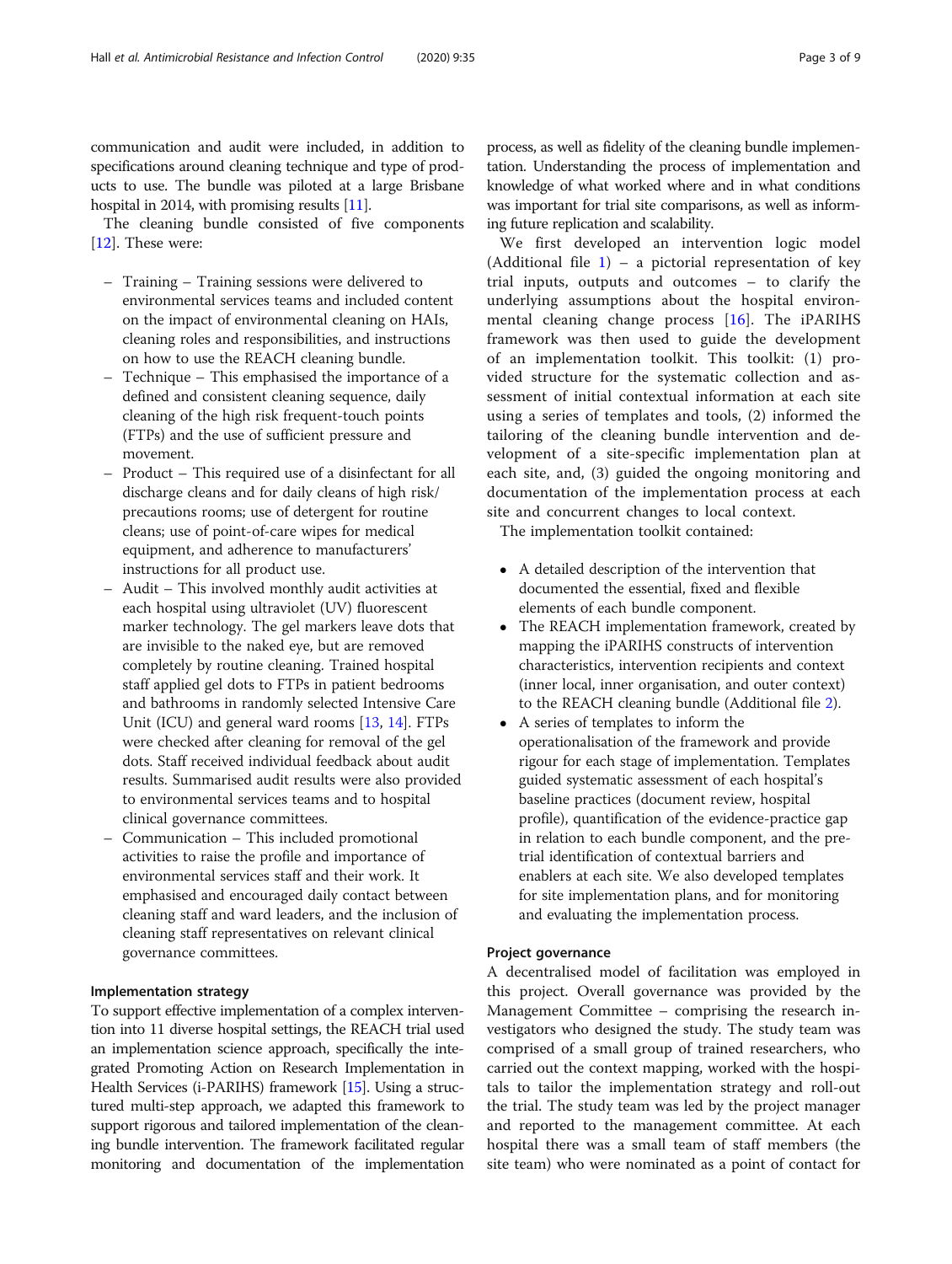communication and audit were included, in addition to specifications around cleaning technique and type of products to use. The bundle was piloted at a large Brisbane hospital in 2014, with promising results [11].

The cleaning bundle consisted of five components [12]. These were:

- Training – Training sessions were delivered to environmental services teams and included content on the impact of environmental cleaning on HAIs, cleaning roles and responsibilities, and instructions on how to use the REACH cleaning bundle.
- Technique – This emphasised the importance of a defined and consistent cleaning sequence, daily cleaning of the high risk frequent-touch points (FTPs) and the use of sufficient pressure and movement.
- Product – This required use of a disinfectant for all discharge cleans and for daily cleans of high risk/precautions rooms; use of detergent for routine cleans; use of point-of-care wipes for medical equipment, and adherence to manufacturers' instructions for all product use.
- Audit – This involved monthly audit activities at each hospital using ultraviolet (UV) fluorescent marker technology. The gel markers leave dots that are invisible to the naked eye, but are removed completely by routine cleaning. Trained hospital staff applied gel dots to FTPs in patient bedrooms and bathrooms in randomly selected Intensive Care Unit (ICU) and general ward rooms [13, 14]. FTPs were checked after cleaning for removal of the gel dots. Staff received individual feedback about audit results. Summarised audit results were also provided to environmental services teams and to hospital clinical governance committees.
- Communication – This included promotional activities to raise the profile and importance of environmental services staff and their work. It emphasised and encouraged daily contact between cleaning staff and ward leaders, and the inclusion of cleaning staff representatives on relevant clinical governance committees.

### Implementation strategy

To support effective implementation of a complex intervention into 11 diverse hospital settings, the REACH trial used an implementation science approach, specifically the integrated Promoting Action on Research Implementation in Health Services (i-PARIHS) framework [15]. Using a structured multi-step approach, we adapted this framework to support rigorous and tailored implementation of the cleaning bundle intervention. The framework facilitated regular monitoring and documentation of the implementation process, as well as fidelity of the cleaning bundle implementation. Understanding the process of implementation and knowledge of what worked where and in what conditions was important for trial site comparisons, as well as informing future replication and scalability.

We first developed an intervention logic model (Additional file 1) – a pictorial representation of key trial inputs, outputs and outcomes – to clarify the underlying assumptions about the hospital environmental cleaning change process [16]. The iPARIHS framework was then used to guide the development of an implementation toolkit. This toolkit: (1) provided structure for the systematic collection and assessment of initial contextual information at each site using a series of templates and tools, (2) informed the tailoring of the cleaning bundle intervention and development of a site-specific implementation plan at each site, and, (3) guided the ongoing monitoring and documentation of the implementation process at each site and concurrent changes to local context.

The implementation toolkit contained:

- A detailed description of the intervention that documented the essential, fixed and flexible elements of each bundle component.
- The REACH implementation framework, created by mapping the iPARIHS constructs of intervention characteristics, intervention recipients and context (inner local, inner organisation, and outer context) to the REACH cleaning bundle (Additional file 2).
- A series of templates to inform the operationalisation of the framework and provide rigour for each stage of implementation. Templates guided systematic assessment of each hospital's baseline practices (document review, hospital profile), quantification of the evidence-practice gap in relation to each bundle component, and the pre-trial identification of contextual barriers and enablers at each site. We also developed templates for site implementation plans, and for monitoring and evaluating the implementation process.

### Project governance

A decentralised model of facilitation was employed in this project. Overall governance was provided by the Management Committee – comprising the research investigators who designed the study. The study team was comprised of a small group of trained researchers, who carried out the context mapping, worked with the hospitals to tailor the implementation strategy and roll-out the trial. The study team was led by the project manager and reported to the management committee. At each hospital there was a small team of staff members (the site team) who were nominated as a point of contact for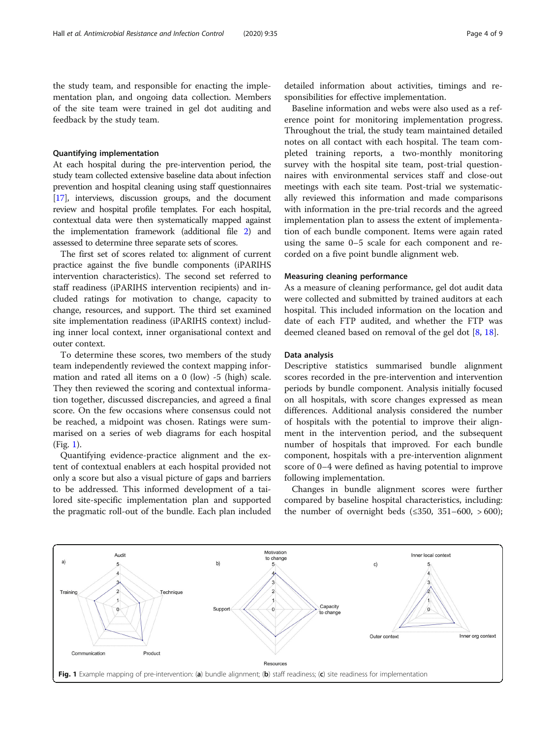the study team, and responsible for enacting the implementation plan, and ongoing data collection. Members of the site team were trained in gel dot auditing and feedback by the study team.

### Quantifying implementation

At each hospital during the pre-intervention period, the study team collected extensive baseline data about infection prevention and hospital cleaning using staff questionnaires [17], interviews, discussion groups, and the document review and hospital profile templates. For each hospital, contextual data were then systematically mapped against the implementation framework (additional file 2) and assessed to determine three separate sets of scores.

The first set of scores related to: alignment of current practice against the five bundle components (iPARIHS intervention characteristics). The second set referred to staff readiness (iPARIHS intervention recipients) and included ratings for motivation to change, capacity to change, resources, and support. The third set examined site implementation readiness (iPARIHS context) including inner local context, inner organisational context and outer context.

To determine these scores, two members of the study team independently reviewed the context mapping information and rated all items on a 0 (low) -5 (high) scale. They then reviewed the scoring and contextual information together, discussed discrepancies, and agreed a final score. On the few occasions where consensus could not be reached, a midpoint was chosen. Ratings were summarised on a series of web diagrams for each hospital (Fig. 1).

Quantifying evidence-practice alignment and the extent of contextual enablers at each hospital provided not only a score but also a visual picture of gaps and barriers to be addressed. This informed development of a tailored site-specific implementation plan and supported the pragmatic roll-out of the bundle. Each plan included detailed information about activities, timings and responsibilities for effective implementation.

Baseline information and webs were also used as a reference point for monitoring implementation progress. Throughout the trial, the study team maintained detailed notes on all contact with each hospital. The team completed training reports, a two-monthly monitoring survey with the hospital site team, post-trial questionnaires with environmental services staff and close-out meetings with each site team. Post-trial we systematically reviewed this information and made comparisons with information in the pre-trial records and the agreed implementation plan to assess the extent of implementation of each bundle component. Items were again rated using the same 0–5 scale for each component and recorded on a five point bundle alignment web.

### Measuring cleaning performance

As a measure of cleaning performance, gel dot audit data were collected and submitted by trained auditors at each hospital. This included information on the location and date of each FTP audited, and whether the FTP was deemed cleaned based on removal of the gel dot [8, 18].

### Data analysis

Descriptive statistics summarised bundle alignment scores recorded in the pre-intervention and intervention periods by bundle component. Analysis initially focused on all hospitals, with score changes expressed as mean differences. Additional analysis considered the number of hospitals with the potential to improve their alignment in the intervention period, and the subsequent number of hospitals that improved. For each bundle component, hospitals with a pre-intervention alignment score of 0–4 were defined as having potential to improve following implementation.

Changes in bundle alignment scores were further compared by baseline hospital characteristics, including: the number of overnight beds (≤350, 351–600, > 600);

**Fig. 1** Example mapping of pre-intervention: (**a**) bundle alignment; (**b**) staff readiness; (**c**) site readiness for implementation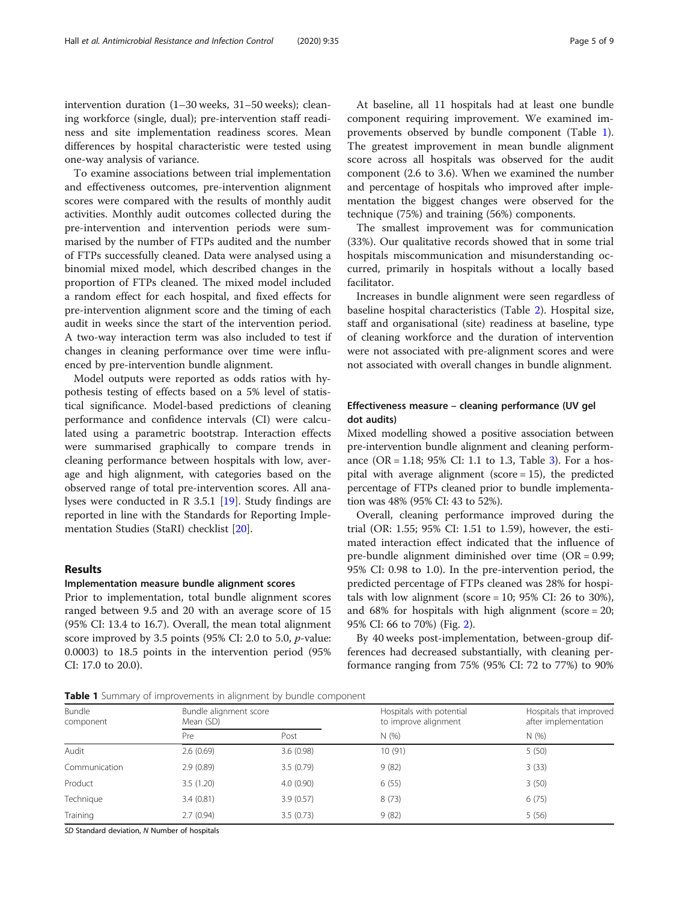intervention duration (1–30 weeks, 31–50 weeks); cleaning workforce (single, dual); pre-intervention staff readiness and site implementation readiness scores. Mean differences by hospital characteristic were tested using one-way analysis of variance.

To examine associations between trial implementation and effectiveness outcomes, pre-intervention alignment scores were compared with the results of monthly audit activities. Monthly audit outcomes collected during the pre-intervention and intervention periods were summarised by the number of FTPs audited and the number of FTPs successfully cleaned. Data were analysed using a binomial mixed model, which described changes in the proportion of FTPs cleaned. The mixed model included a random effect for each hospital, and fixed effects for pre-intervention alignment score and the timing of each audit in weeks since the start of the intervention period. A two-way interaction term was also included to test if changes in cleaning performance over time were influenced by pre-intervention bundle alignment.

Model outputs were reported as odds ratios with hypothesis testing of effects based on a 5% level of statistical significance. Model-based predictions of cleaning performance and confidence intervals (CI) were calculated using a parametric bootstrap. Interaction effects were summarised graphically to compare trends in cleaning performance between hospitals with low, average and high alignment, with categories based on the observed range of total pre-intervention scores. All analyses were conducted in R 3.5.1 [19]. Study findings are reported in line with the Standards for Reporting Implementation Studies (StaRI) checklist [20].

## Results

### Implementation measure bundle alignment scores

Prior to implementation, total bundle alignment scores ranged between 9.5 and 20 with an average score of 15 (95% CI: 13.4 to 16.7). Overall, the mean total alignment score improved by 3.5 points (95% CI: 2.0 to 5.0, *p*-value: 0.0003) to 18.5 points in the intervention period (95% CI: 17.0 to 20.0).

At baseline, all 11 hospitals had at least one bundle component requiring improvement. We examined improvements observed by bundle component (Table 1). The greatest improvement in mean bundle alignment score across all hospitals was observed for the audit component (2.6 to 3.6). When we examined the number and percentage of hospitals who improved after implementation the biggest changes were observed for the technique (75%) and training (56%) components.

The smallest improvement was for communication (33%). Our qualitative records showed that in some trial hospitals miscommunication and misunderstanding occurred, primarily in hospitals without a locally based facilitator.

Increases in bundle alignment were seen regardless of baseline hospital characteristics (Table 2). Hospital size, staff and organisational (site) readiness at baseline, type of cleaning workforce and the duration of intervention were not associated with pre-alignment scores and were not associated with overall changes in bundle alignment.

### Effectiveness measure – cleaning performance (UV gel dot audits)

Mixed modelling showed a positive association between pre-intervention bundle alignment and cleaning performance (OR = 1.18; 95% CI: 1.1 to 1.3, Table 3). For a hospital with average alignment (score = 15), the predicted percentage of FTPs cleaned prior to bundle implementation was 48% (95% CI: 43 to 52%).

Overall, cleaning performance improved during the trial (OR: 1.55; 95% CI: 1.51 to 1.59), however, the estimated interaction effect indicated that the influence of pre-bundle alignment diminished over time (OR = 0.99; 95% CI: 0.98 to 1.0). In the pre-intervention period, the predicted percentage of FTPs cleaned was 28% for hospitals with low alignment (score = 10; 95% CI: 26 to 30%), and 68% for hospitals with high alignment (score = 20; 95% CI: 66 to 70%) (Fig. 2).

By 40 weeks post-implementation, between-group differences had decreased substantially, with cleaning performance ranging from 75% (95% CI: 72 to 77%) to 90%

**Table 1** Summary of improvements in alignment by bundle component

| Bundle component | Bundle alignment score Mean (SD) | | Hospitals with potential to improve alignment | Hospitals that improved after implementation |
|---|---|---|---|---|
| | Pre | Post | N (%) | N (%) |
| Audit | 2.6 (0.69) | 3.6 (0.98) | 10 (91) | 5 (50) |
| Communication | 2.9 (0.89) | 3.5 (0.79) | 9 (82) | 3 (33) |
| Product | 3.5 (1.20) | 4.0 (0.90) | 6 (55) | 3 (50) |
| Technique | 3.4 (0.81) | 3.9 (0.57) | 8 (73) | 6 (75) |
| Training | 2.7 (0.94) | 3.5 (0.73) | 9 (82) | 5 (56) |

*SD* Standard deviation, *N* Number of hospitals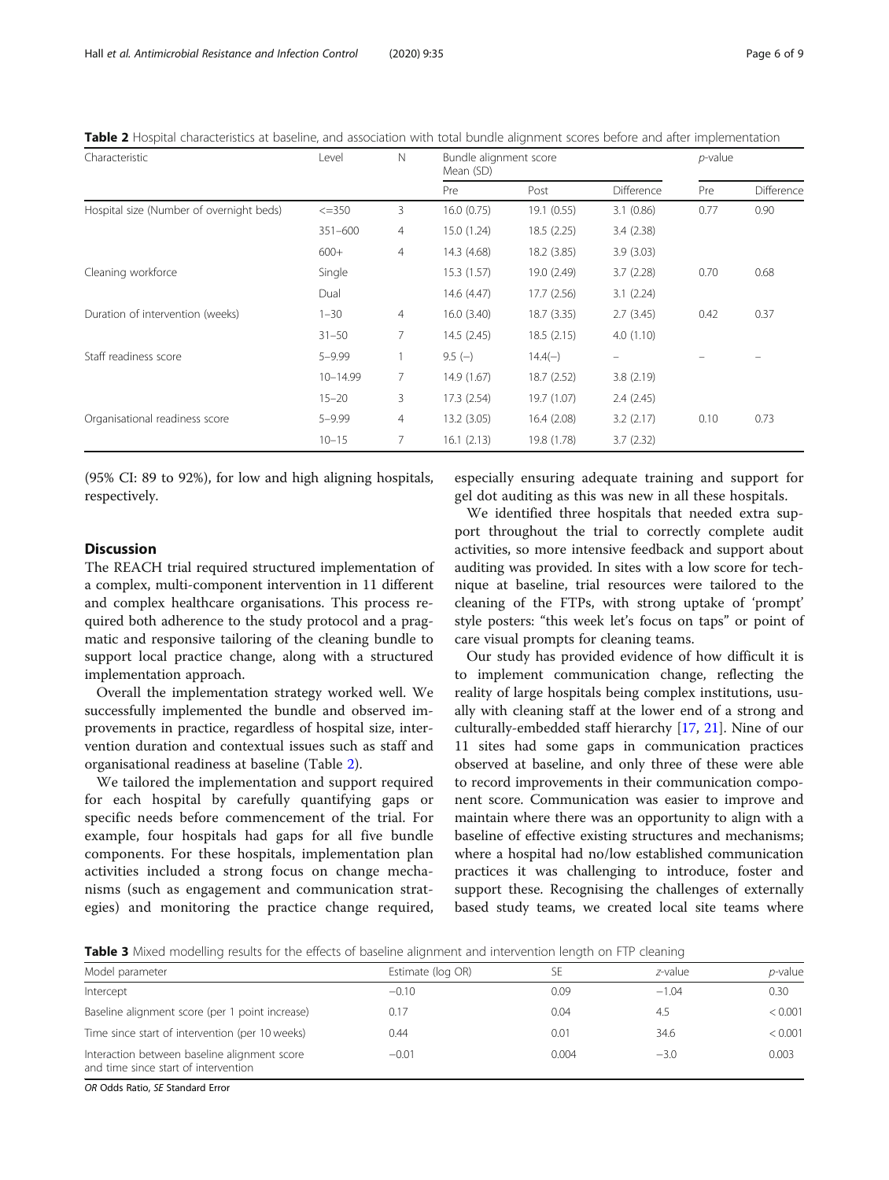**Table 2** Hospital characteristics at baseline, and association with total bundle alignment scores before and after implementation

| Characteristic | Level | N | Bundle alignment score Mean (SD) | | | *p*-value | |
|---|---|---|---|---|---|---|---|
| | | | Pre | Post | Difference | Pre | Difference |
| Hospital size (Number of overnight beds) | <=350 | 3 | 16.0 (0.75) | 19.1 (0.55) | 3.1 (0.86) | 0.77 | 0.90 |
| | 351–600 | 4 | 15.0 (1.24) | 18.5 (2.25) | 3.4 (2.38) | | |
| | 600+ | 4 | 14.3 (4.68) | 18.2 (3.85) | 3.9 (3.03) | | |
| Cleaning workforce | Single | | 15.3 (1.57) | 19.0 (2.49) | 3.7 (2.28) | 0.70 | 0.68 |
| | Dual | | 14.6 (4.47) | 17.7 (2.56) | 3.1 (2.24) | | |
| Duration of intervention (weeks) | 1–30 | 4 | 16.0 (3.40) | 18.7 (3.35) | 2.7 (3.45) | 0.42 | 0.37 |
| | 31–50 | 7 | 14.5 (2.45) | 18.5 (2.15) | 4.0 (1.10) | | |
| Staff readiness score | 5–9.99 | 1 | 9.5 (−) | 14.4(−) | – | – | – |
| | 10–14.99 | 7 | 14.9 (1.67) | 18.7 (2.52) | 3.8 (2.19) | | |
| | 15–20 | 3 | 17.3 (2.54) | 19.7 (1.07) | 2.4 (2.45) | | |
| Organisational readiness score | 5–9.99 | 4 | 13.2 (3.05) | 16.4 (2.08) | 3.2 (2.17) | 0.10 | 0.73 |
| | 10–15 | 7 | 16.1 (2.13) | 19.8 (1.78) | 3.7 (2.32) | | |

(95% CI: 89 to 92%), for low and high aligning hospitals, respectively.

## Discussion

The REACH trial required structured implementation of a complex, multi-component intervention in 11 different and complex healthcare organisations. This process required both adherence to the study protocol and a pragmatic and responsive tailoring of the cleaning bundle to support local practice change, along with a structured implementation approach.

Overall the implementation strategy worked well. We successfully implemented the bundle and observed improvements in practice, regardless of hospital size, intervention duration and contextual issues such as staff and organisational readiness at baseline (Table 2).

We tailored the implementation and support required for each hospital by carefully quantifying gaps or specific needs before commencement of the trial. For example, four hospitals had gaps for all five bundle components. For these hospitals, implementation plan activities included a strong focus on change mechanisms (such as engagement and communication strategies) and monitoring the practice change required, especially ensuring adequate training and support for gel dot auditing as this was new in all these hospitals.

We identified three hospitals that needed extra support throughout the trial to correctly complete audit activities, so more intensive feedback and support about auditing was provided. In sites with a low score for technique at baseline, trial resources were tailored to the cleaning of the FTPs, with strong uptake of 'prompt' style posters: "this week let's focus on taps" or point of care visual prompts for cleaning teams.

Our study has provided evidence of how difficult it is to implement communication change, reflecting the reality of large hospitals being complex institutions, usually with cleaning staff at the lower end of a strong and culturally-embedded staff hierarchy [17, 21]. Nine of our 11 sites had some gaps in communication practices observed at baseline, and only three of these were able to record improvements in their communication component score. Communication was easier to improve and maintain where there was an opportunity to align with a baseline of effective existing structures and mechanisms; where a hospital had no/low established communication practices it was challenging to introduce, foster and support these. Recognising the challenges of externally based study teams, we created local site teams where

**Table 3** Mixed modelling results for the effects of baseline alignment and intervention length on FTP cleaning

| Model parameter | Estimate (log OR) | SE | *z*-value | *p*-value |
|---|---|---|---|---|
| Intercept | −0.10 | 0.09 | −1.04 | 0.30 |
| Baseline alignment score (per 1 point increase) | 0.17 | 0.04 | 4.5 | < 0.001 |
| Time since start of intervention (per 10 weeks) | 0.44 | 0.01 | 34.6 | < 0.001 |
| Interaction between baseline alignment score and time since start of intervention | −0.01 | 0.004 | −3.0 | 0.003 |

*OR* Odds Ratio, *SE* Standard Error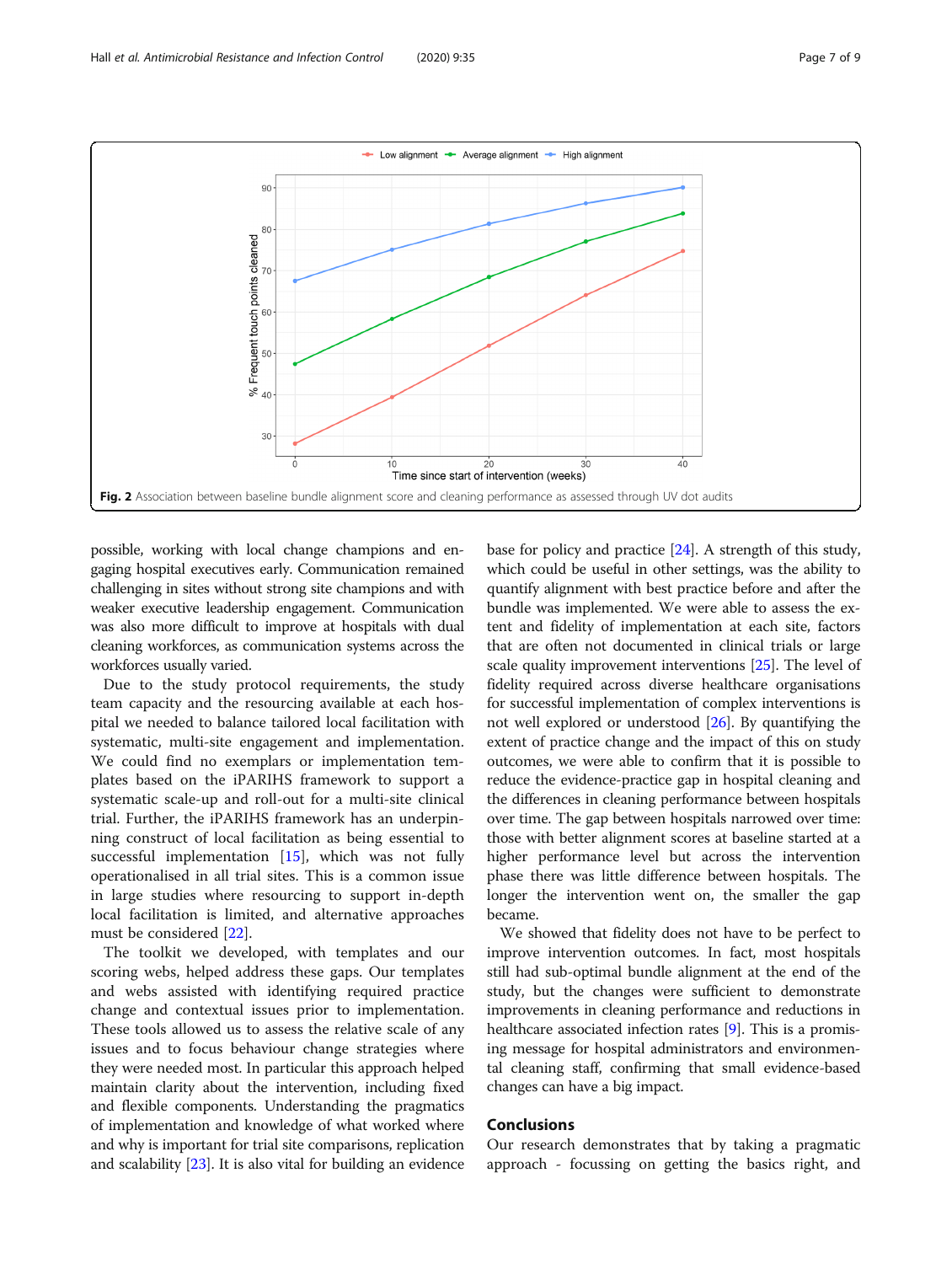Fig. 2 Association between baseline bundle alignment score and cleaning performance as assessed through UV dot audits

possible, working with local change champions and engaging hospital executives early. Communication remained challenging in sites without strong site champions and with weaker executive leadership engagement. Communication was also more difficult to improve at hospitals with dual cleaning workforces, as communication systems across the workforces usually varied.

Due to the study protocol requirements, the study team capacity and the resourcing available at each hospital we needed to balance tailored local facilitation with systematic, multi-site engagement and implementation. We could find no exemplars or implementation templates based on the iPARIHS framework to support a systematic scale-up and roll-out for a multi-site clinical trial. Further, the iPARIHS framework has an underpinning construct of local facilitation as being essential to successful implementation [15], which was not fully operationalised in all trial sites. This is a common issue in large studies where resourcing to support in-depth local facilitation is limited, and alternative approaches must be considered [22].

The toolkit we developed, with templates and our scoring webs, helped address these gaps. Our templates and webs assisted with identifying required practice change and contextual issues prior to implementation. These tools allowed us to assess the relative scale of any issues and to focus behaviour change strategies where they were needed most. In particular this approach helped maintain clarity about the intervention, including fixed and flexible components. Understanding the pragmatics of implementation and knowledge of what worked where and why is important for trial site comparisons, replication and scalability [23]. It is also vital for building an evidence base for policy and practice [24]. A strength of this study, which could be useful in other settings, was the ability to quantify alignment with best practice before and after the bundle was implemented. We were able to assess the extent and fidelity of implementation at each site, factors that are often not documented in clinical trials or large scale quality improvement interventions [25]. The level of fidelity required across diverse healthcare organisations for successful implementation of complex interventions is not well explored or understood [26]. By quantifying the extent of practice change and the impact of this on study outcomes, we were able to confirm that it is possible to reduce the evidence-practice gap in hospital cleaning and the differences in cleaning performance between hospitals over time. The gap between hospitals narrowed over time: those with better alignment scores at baseline started at a higher performance level but across the intervention phase there was little difference between hospitals. The longer the intervention went on, the smaller the gap became.

We showed that fidelity does not have to be perfect to improve intervention outcomes. In fact, most hospitals still had sub-optimal bundle alignment at the end of the study, but the changes were sufficient to demonstrate improvements in cleaning performance and reductions in healthcare associated infection rates [9]. This is a promising message for hospital administrators and environmental cleaning staff, confirming that small evidence-based changes can have a big impact.

## Conclusions

Our research demonstrates that by taking a pragmatic approach - focussing on getting the basics right, and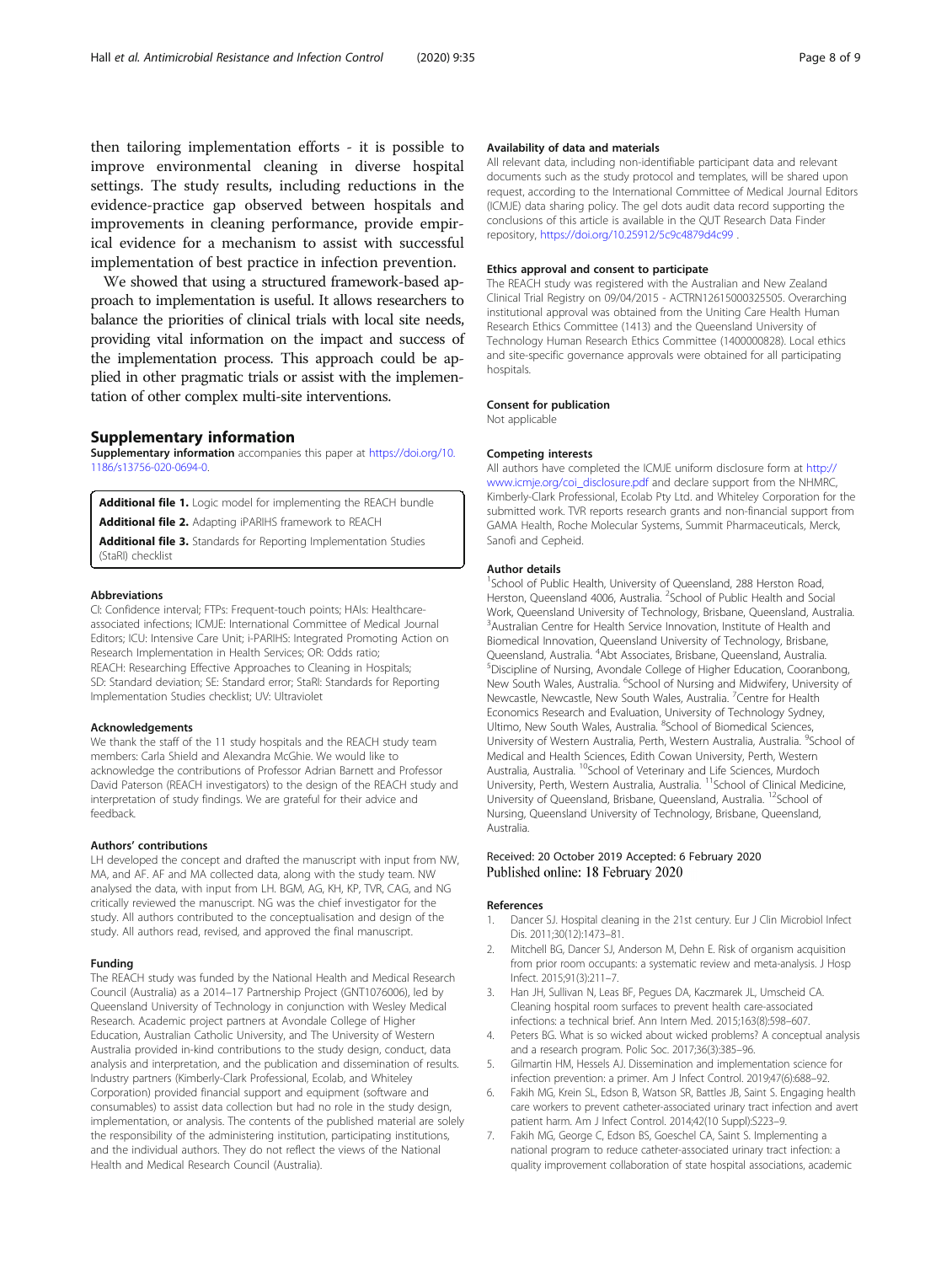then tailoring implementation efforts - it is possible to improve environmental cleaning in diverse hospital settings. The study results, including reductions in the evidence-practice gap observed between hospitals and improvements in cleaning performance, provide empirical evidence for a mechanism to assist with successful implementation of best practice in infection prevention.

We showed that using a structured framework-based approach to implementation is useful. It allows researchers to balance the priorities of clinical trials with local site needs, providing vital information on the impact and success of the implementation process. This approach could be applied in other pragmatic trials or assist with the implementation of other complex multi-site interventions.

## Supplementary information

**Supplementary information** accompanies this paper at https://doi.org/10.1186/s13756-020-0694-0.

**Additional file 1.** Logic model for implementing the REACH bundle
**Additional file 2.** Adapting iPARIHS framework to REACH
**Additional file 3.** Standards for Reporting Implementation Studies (StaRI) checklist

#### Abbreviations

CI: Confidence interval; FTPs: Frequent-touch points; HAIs: Healthcare-associated infections; ICMJE: International Committee of Medical Journal Editors; ICU: Intensive Care Unit; i-PARIHS: Integrated Promoting Action on Research Implementation in Health Services; OR: Odds ratio; REACH: Researching Effective Approaches to Cleaning in Hospitals; SD: Standard deviation; SE: Standard error; StaRI: Standards for Reporting Implementation Studies checklist; UV: Ultraviolet

#### Acknowledgements

We thank the staff of the 11 study hospitals and the REACH study team members: Carla Shield and Alexandra McGhie. We would like to acknowledge the contributions of Professor Adrian Barnett and Professor David Paterson (REACH investigators) to the design of the REACH study and interpretation of study findings. We are grateful for their advice and feedback.

#### Authors' contributions

LH developed the concept and drafted the manuscript with input from NW, MA, and AF. AF and MA collected data, along with the study team. NW analysed the data, with input from LH. BGM, AG, KH, KP, TVR, CAG, and NG critically reviewed the manuscript. NG was the chief investigator for the study. All authors contributed to the conceptualisation and design of the study. All authors read, revised, and approved the final manuscript.

#### Funding

The REACH study was funded by the National Health and Medical Research Council (Australia) as a 2014–17 Partnership Project (GNT1076006), led by Queensland University of Technology in conjunction with Wesley Medical Research. Academic project partners at Avondale College of Higher Education, Australian Catholic University, and The University of Western Australia provided in-kind contributions to the study design, conduct, data analysis and interpretation, and the publication and dissemination of results. Industry partners (Kimberly-Clark Professional, Ecolab, and Whiteley Corporation) provided financial support and equipment (software and consumables) to assist data collection but had no role in the study design, implementation, or analysis. The contents of the published material are solely the responsibility of the administering institution, participating institutions, and the individual authors. They do not reflect the views of the National Health and Medical Research Council (Australia).

#### Availability of data and materials

All relevant data, including non-identifiable participant data and relevant documents such as the study protocol and templates, will be shared upon request, according to the International Committee of Medical Journal Editors (ICMJE) data sharing policy. The gel dots audit data record supporting the conclusions of this article is available in the QUT Research Data Finder repository, https://doi.org/10.25912/5c9c4879d4c99 .

#### Ethics approval and consent to participate

The REACH study was registered with the Australian and New Zealand Clinical Trial Registry on 09/04/2015 - ACTRN12615000325505. Overarching institutional approval was obtained from the Uniting Care Health Human Research Ethics Committee (1413) and the Queensland University of Technology Human Research Ethics Committee (1400000828). Local ethics and site-specific governance approvals were obtained for all participating hospitals.

#### Consent for publication

Not applicable

#### Competing interests

All authors have completed the ICMJE uniform disclosure form at http://www.icmje.org/coi_disclosure.pdf and declare support from the NHMRC, Kimberly-Clark Professional, Ecolab Pty Ltd. and Whiteley Corporation for the submitted work. TVR reports research grants and non-financial support from GAMA Health, Roche Molecular Systems, Summit Pharmaceuticals, Merck, Sanofi and Cepheid.

#### Author details

[1]School of Public Health, University of Queensland, 288 Herston Road, Herston, Queensland 4006, Australia. [2]School of Public Health and Social Work, Queensland University of Technology, Brisbane, Queensland, Australia. [3]Australian Centre for Health Service Innovation, Institute of Health and Biomedical Innovation, Queensland University of Technology, Brisbane, Queensland, Australia. [4]Abt Associates, Brisbane, Queensland, Australia. [5]Discipline of Nursing, Avondale College of Higher Education, Cooranbong, New South Wales, Australia. [6]School of Nursing and Midwifery, University of Newcastle, Newcastle, New South Wales, Australia. [7]Centre for Health Economics Research and Evaluation, University of Technology Sydney, Ultimo, New South Wales, Australia. [8]School of Biomedical Sciences, University of Western Australia, Perth, Western Australia, Australia. [9]School of Medical and Health Sciences, Edith Cowan University, Perth, Western Australia, Australia. [10]School of Veterinary and Life Sciences, Murdoch University, Perth, Western Australia, Australia. [11]School of Clinical Medicine, University of Queensland, Brisbane, Queensland, Australia. [12]School of Nursing, Queensland University of Technology, Brisbane, Queensland, Australia.

Received: 20 October 2019 Accepted: 6 February 2020
Published online: 18 February 2020

#### References

1. Dancer SJ. Hospital cleaning in the 21st century. Eur J Clin Microbiol Infect Dis. 2011;30(12):1473–81.
2. Mitchell BG, Dancer SJ, Anderson M, Dehn E. Risk of organism acquisition from prior room occupants: a systematic review and meta-analysis. J Hosp Infect. 2015;91(3):211–7.
3. Han JH, Sullivan N, Leas BF, Pegues DA, Kaczmarek JL, Umscheid CA. Cleaning hospital room surfaces to prevent health care-associated infections: a technical brief. Ann Intern Med. 2015;163(8):598–607.
4. Peters BG. What is so wicked about wicked problems? A conceptual analysis and a research program. Polic Soc. 2017;36(3):385–96.
5. Gilmartin HM, Hessels AJ. Dissemination and implementation science for infection prevention: a primer. Am J Infect Control. 2019;47(6):688–92.
6. Fakih MG, Krein SL, Edson B, Watson SR, Battles JB, Saint S. Engaging health care workers to prevent catheter-associated urinary tract infection and avert patient harm. Am J Infect Control. 2014;42(10 Suppl):S223–9.
7. Fakih MG, George C, Edson BS, Goeschel CA, Saint S. Implementing a national program to reduce catheter-associated urinary tract infection: a quality improvement collaboration of state hospital associations, academic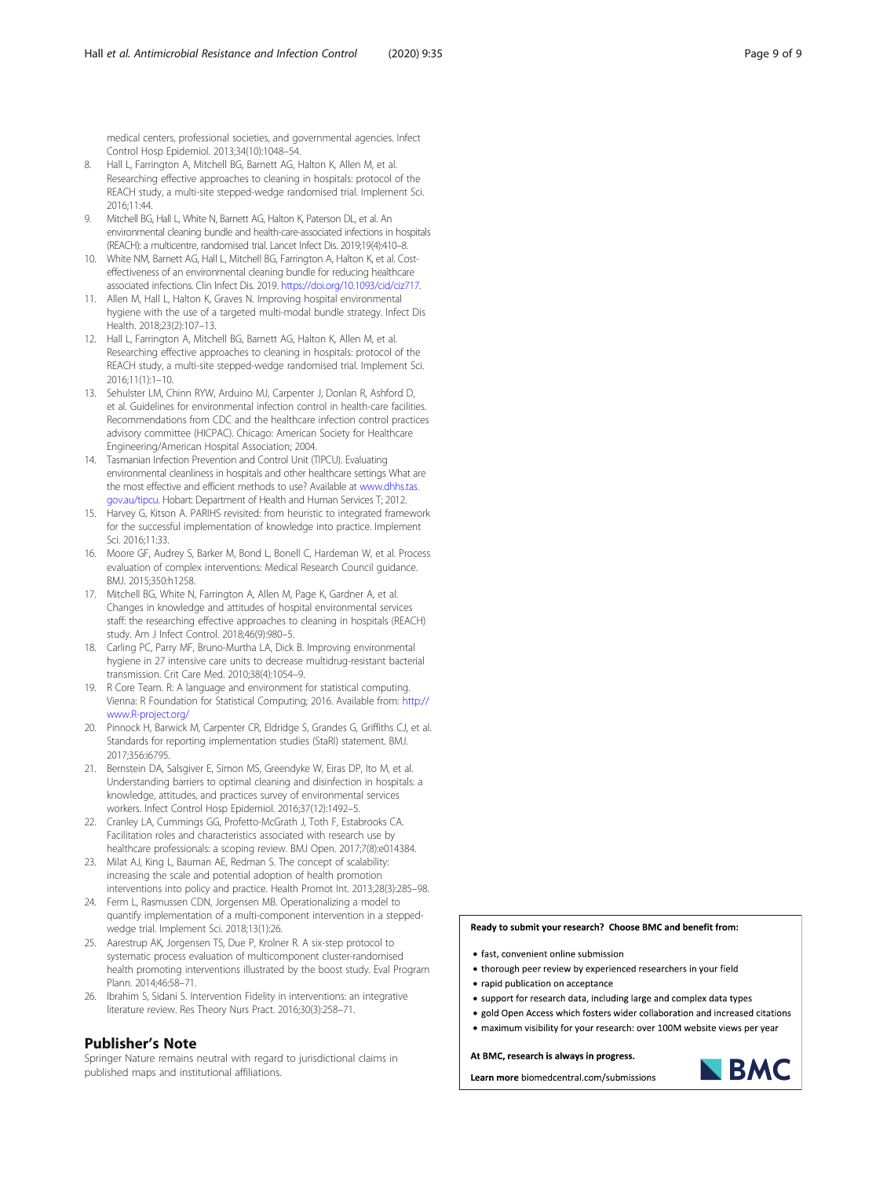medical centers, professional societies, and governmental agencies. Infect Control Hosp Epidemiol. 2013;34(10):1048–54.

8. Hall L, Farrington A, Mitchell BG, Barnett AG, Halton K, Allen M, et al. Researching effective approaches to cleaning in hospitals: protocol of the REACH study, a multi-site stepped-wedge randomised trial. Implement Sci. 2016;11:44.
9. Mitchell BG, Hall L, White N, Barnett AG, Halton K, Paterson DL, et al. An environmental cleaning bundle and health-care-associated infections in hospitals (REACH): a multicentre, randomised trial. Lancet Infect Dis. 2019;19(4):410–8.
10. White NM, Barnett AG, Hall L, Mitchell BG, Farrington A, Halton K, et al. Cost-effectiveness of an environmental cleaning bundle for reducing healthcare associated infections. Clin Infect Dis. 2019. https://doi.org/10.1093/cid/ciz717.
11. Allen M, Hall L, Halton K, Graves N. Improving hospital environmental hygiene with the use of a targeted multi-modal bundle strategy. Infect Dis Health. 2018;23(2):107–13.
12. Hall L, Farrington A, Mitchell BG, Barnett AG, Halton K, Allen M, et al. Researching effective approaches to cleaning in hospitals: protocol of the REACH study, a multi-site stepped-wedge randomised trial. Implement Sci. 2016;11(1):1–10.
13. Sehulster LM, Chinn RYW, Arduino MJ, Carpenter J, Donlan R, Ashford D, et al. Guidelines for environmental infection control in health-care facilities. Recommendations from CDC and the healthcare infection control practices advisory committee (HICPAC). Chicago: American Society for Healthcare Engineering/American Hospital Association; 2004.
14. Tasmanian Infection Prevention and Control Unit (TIPCU). Evaluating environmental cleanliness in hospitals and other healthcare settings What are the most effective and efficient methods to use? Available at www.dhhs.tas.gov.au/tipcu. Hobart: Department of Health and Human Services T; 2012.
15. Harvey G, Kitson A. PARIHS revisited: from heuristic to integrated framework for the successful implementation of knowledge into practice. Implement Sci. 2016;11:33.
16. Moore GF, Audrey S, Barker M, Bond L, Bonell C, Hardeman W, et al. Process evaluation of complex interventions: Medical Research Council guidance. BMJ. 2015;350:h1258.
17. Mitchell BG, White N, Farrington A, Allen M, Page K, Gardner A, et al. Changes in knowledge and attitudes of hospital environmental services staff: the researching effective approaches to cleaning in hospitals (REACH) study. Am J Infect Control. 2018;46(9):980–5.
18. Carling PC, Parry MF, Bruno-Murtha LA, Dick B. Improving environmental hygiene in 27 intensive care units to decrease multidrug-resistant bacterial transmission. Crit Care Med. 2010;38(4):1054–9.
19. R Core Team. R: A language and environment for statistical computing. Vienna: R Foundation for Statistical Computing; 2016. Available from: http://www.R-project.org/
20. Pinnock H, Barwick M, Carpenter CR, Eldridge S, Grandes G, Griffiths CJ, et al. Standards for reporting implementation studies (StaRI) statement. BMJ. 2017;356:i6795.
21. Bernstein DA, Salsgiver E, Simon MS, Greendyke W, Eiras DP, Ito M, et al. Understanding barriers to optimal cleaning and disinfection in hospitals: a knowledge, attitudes, and practices survey of environmental services workers. Infect Control Hosp Epidemiol. 2016;37(12):1492–5.
22. Cranley LA, Cummings GG, Profetto-McGrath J, Toth F, Estabrooks CA. Facilitation roles and characteristics associated with research use by healthcare professionals: a scoping review. BMJ Open. 2017;7(8):e014384.
23. Milat AJ, King L, Bauman AE, Redman S. The concept of scalability: increasing the scale and potential adoption of health promotion interventions into policy and practice. Health Promot Int. 2013;28(3):285–98.
24. Ferm L, Rasmussen CDN, Jorgensen MB. Operationalizing a model to quantify implementation of a multi-component intervention in a stepped-wedge trial. Implement Sci. 2018;13(1):26.
25. Aarestrup AK, Jorgensen TS, Due P, Krolner R. A six-step protocol to systematic process evaluation of multicomponent cluster-randomised health promoting interventions illustrated by the boost study. Eval Program Plann. 2014;46:58–71.
26. Ibrahim S, Sidani S. Intervention Fidelity in interventions: an integrative literature review. Res Theory Nurs Pract. 2016;30(3):258–71.

## Publisher's Note

Springer Nature remains neutral with regard to jurisdictional claims in published maps and institutional affiliations.

**Ready to submit your research? Choose BMC and benefit from:**

- fast, convenient online submission
- thorough peer review by experienced researchers in your field
- rapid publication on acceptance
- support for research data, including large and complex data types
- gold Open Access which fosters wider collaboration and increased citations
- maximum visibility for your research: over 100M website views per year

**At BMC, research is always in progress.**

**Learn more** biomedcentral.com/submissions

BMC